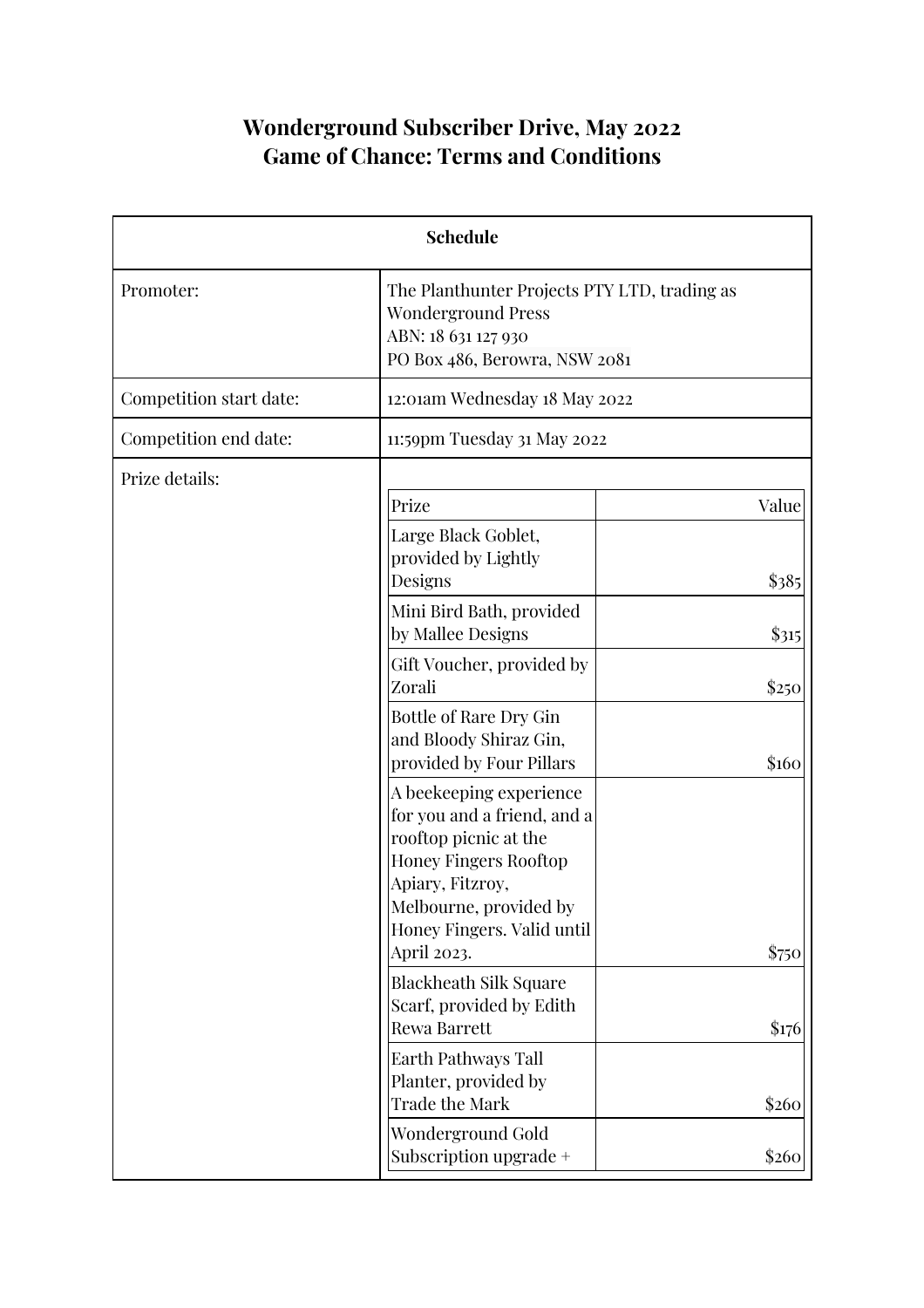# Wonderground Subscriber Drive, May 2022
# Game of Chance: Terms and Conditions

| Schedule | |
|---|---|
| Promoter: | The Planthunter Projects PTY LTD, trading as Wonderground Press<br>ABN: 18 631 127 930<br>PO Box 486, Berowra, NSW 2081 |
| Competition start date: | 12:01am Wednesday 18 May 2022 |
| Competition end date: | 11:59pm Tuesday 31 May 2022 |
| Prize details: | |

| Prize | Value |
|---|---|
| Large Black Goblet, provided by Lightly Designs | $385 |
| Mini Bird Bath, provided by Mallee Designs | $315 |
| Gift Voucher, provided by Zorali | $250 |
| Bottle of Rare Dry Gin and Bloody Shiraz Gin, provided by Four Pillars | $160 |
| A beekeeping experience for you and a friend, and a rooftop picnic at the Honey Fingers Rooftop Apiary, Fitzroy, Melbourne, provided by Honey Fingers. Valid until April 2023. | $750 |
| Blackheath Silk Square Scarf, provided by Edith Rewa Barrett | $176 |
| Earth Pathways Tall Planter, provided by Trade the Mark | $260 |
| Wonderground Gold Subscription upgrade + | $260 |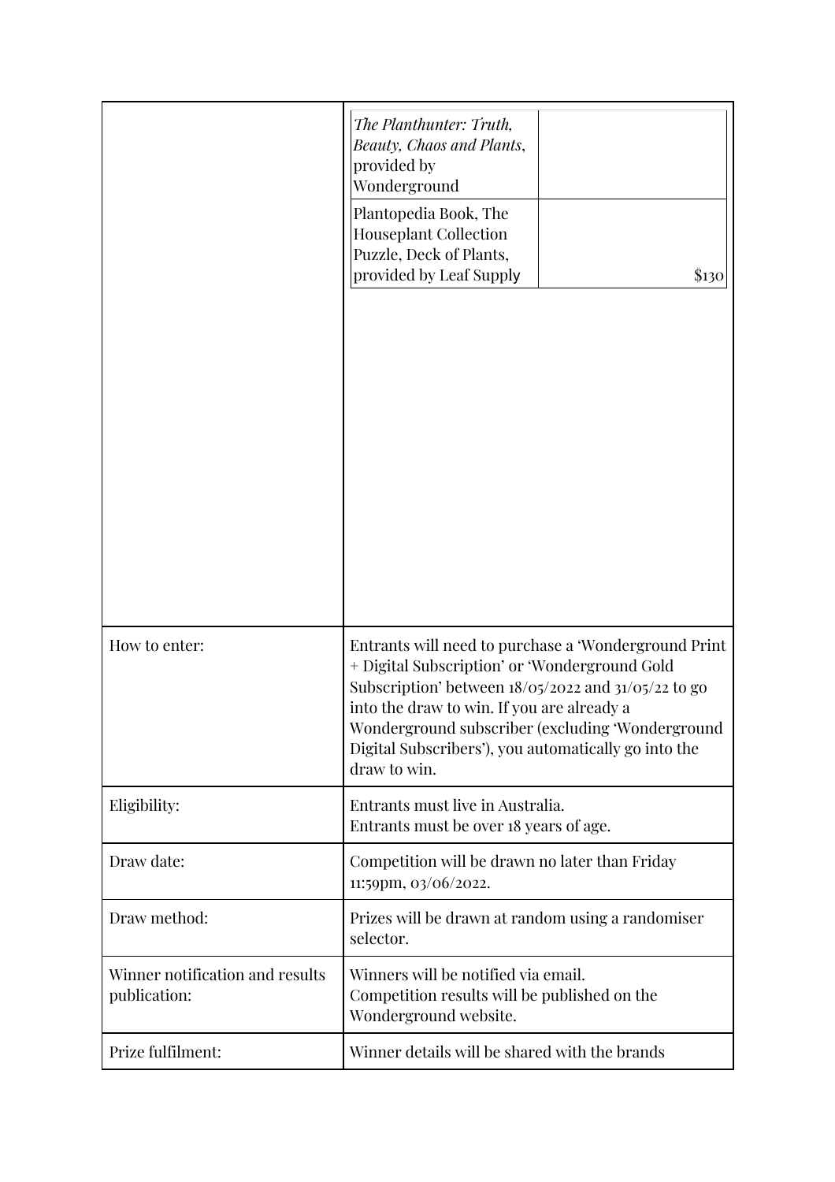| | |
|---|---|
| | *The Planthunter: Truth, Beauty, Chaos and Plants*, provided by Wonderground |
| | Plantopedia Book, The Houseplant Collection Puzzle, Deck of Plants, provided by Leaf Supply — $130 |
| How to enter: | Entrants will need to purchase a 'Wonderground Print + Digital Subscription' or 'Wonderground Gold Subscription' between 18/05/2022 and 31/05/22 to go into the draw to win. If you are already a Wonderground subscriber (excluding 'Wonderground Digital Subscribers'), you automatically go into the draw to win. |
| Eligibility: | Entrants must live in Australia.<br>Entrants must be over 18 years of age. |
| Draw date: | Competition will be drawn no later than Friday 11:59pm, 03/06/2022. |
| Draw method: | Prizes will be drawn at random using a randomiser selector. |
| Winner notification and results publication: | Winners will be notified via email.<br>Competition results will be published on the Wonderground website. |
| Prize fulfilment: | Winner details will be shared with the brands |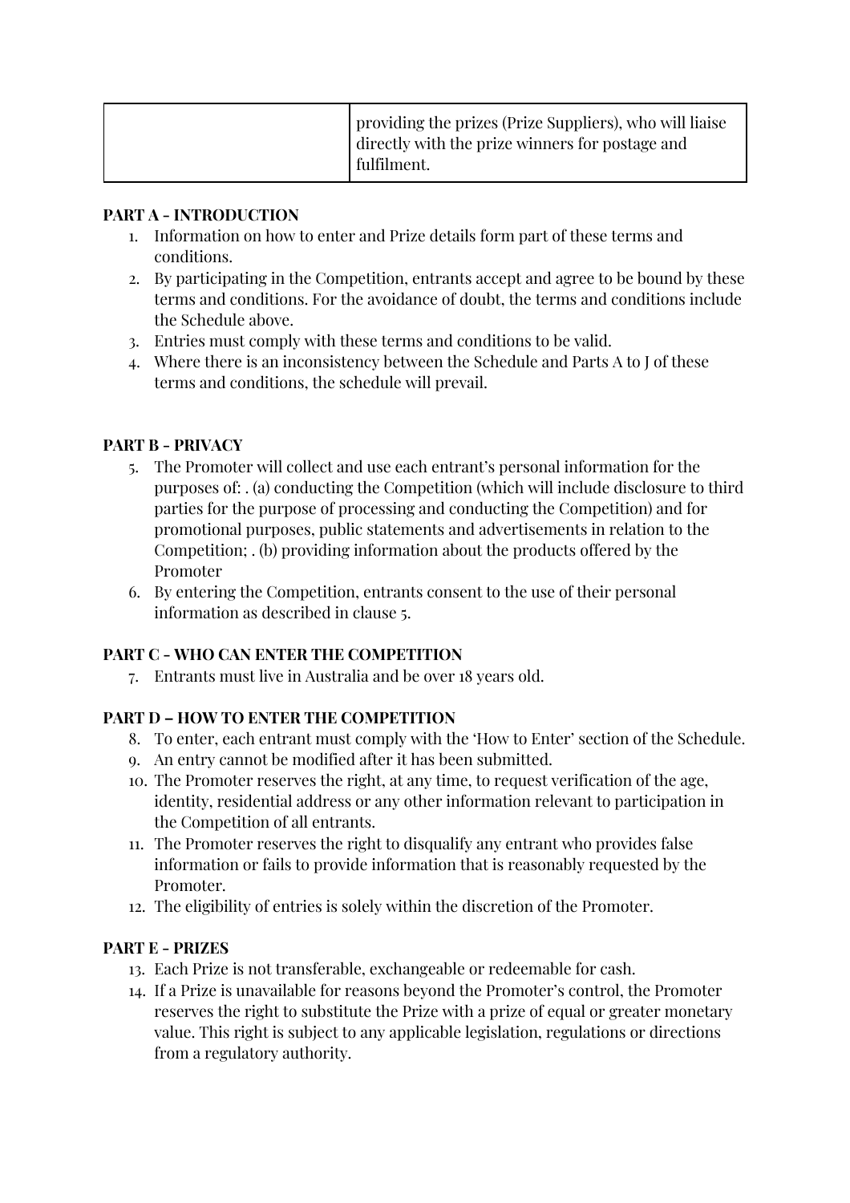|  | providing the prizes (Prize Suppliers), who will liaise directly with the prize winners for postage and fulfilment. |
| --- | --- |

**PART A - INTRODUCTION**

1. Information on how to enter and Prize details form part of these terms and conditions.
2. By participating in the Competition, entrants accept and agree to be bound by these terms and conditions. For the avoidance of doubt, the terms and conditions include the Schedule above.
3. Entries must comply with these terms and conditions to be valid.
4. Where there is an inconsistency between the Schedule and Parts A to J of these terms and conditions, the schedule will prevail.

**PART B - PRIVACY**

5. The Promoter will collect and use each entrant's personal information for the purposes of: . (a) conducting the Competition (which will include disclosure to third parties for the purpose of processing and conducting the Competition) and for promotional purposes, public statements and advertisements in relation to the Competition; . (b) providing information about the products offered by the Promoter
6. By entering the Competition, entrants consent to the use of their personal information as described in clause 5.

**PART C - WHO CAN ENTER THE COMPETITION**

7. Entrants must live in Australia and be over 18 years old.

**PART D – HOW TO ENTER THE COMPETITION**

8. To enter, each entrant must comply with the 'How to Enter' section of the Schedule.
9. An entry cannot be modified after it has been submitted.
10. The Promoter reserves the right, at any time, to request verification of the age, identity, residential address or any other information relevant to participation in the Competition of all entrants.
11. The Promoter reserves the right to disqualify any entrant who provides false information or fails to provide information that is reasonably requested by the Promoter.
12. The eligibility of entries is solely within the discretion of the Promoter.

**PART E - PRIZES**

13. Each Prize is not transferable, exchangeable or redeemable for cash.
14. If a Prize is unavailable for reasons beyond the Promoter's control, the Promoter reserves the right to substitute the Prize with a prize of equal or greater monetary value. This right is subject to any applicable legislation, regulations or directions from a regulatory authority.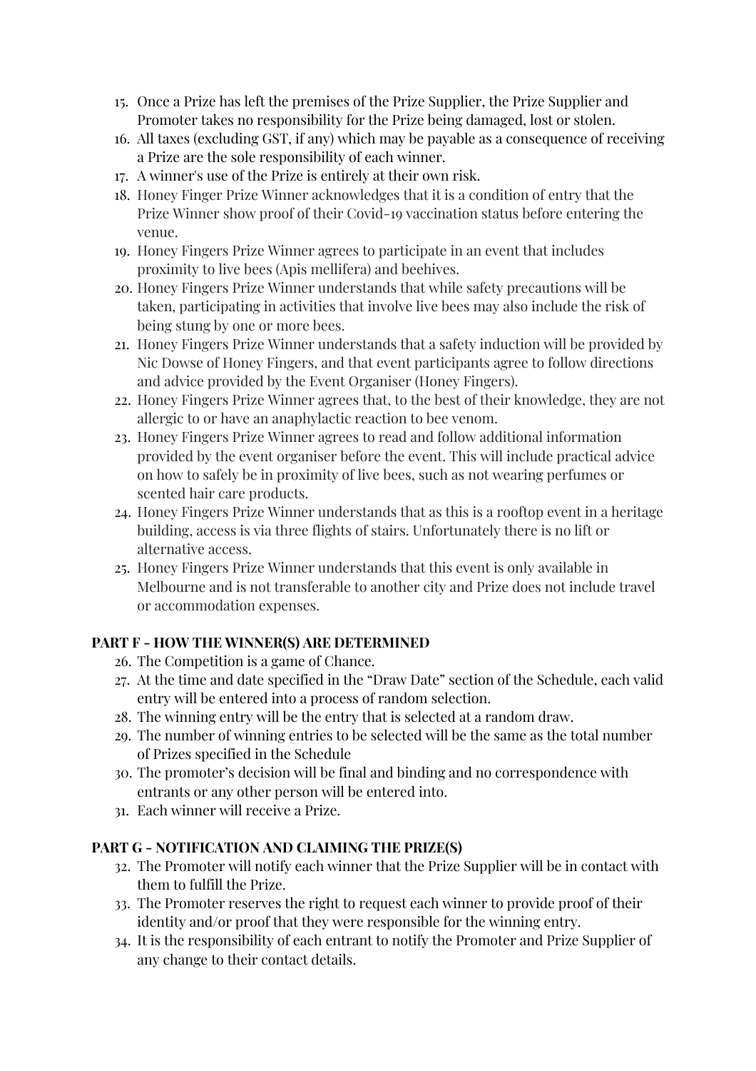15. Once a Prize has left the premises of the Prize Supplier, the Prize Supplier and Promoter takes no responsibility for the Prize being damaged, lost or stolen.
16. All taxes (excluding GST, if any) which may be payable as a consequence of receiving a Prize are the sole responsibility of each winner.
17. A winner's use of the Prize is entirely at their own risk.
18. Honey Finger Prize Winner acknowledges that it is a condition of entry that the Prize Winner show proof of their Covid-19 vaccination status before entering the venue.
19. Honey Fingers Prize Winner agrees to participate in an event that includes proximity to live bees (Apis mellifera) and beehives.
20. Honey Fingers Prize Winner understands that while safety precautions will be taken, participating in activities that involve live bees may also include the risk of being stung by one or more bees.
21. Honey Fingers Prize Winner understands that a safety induction will be provided by Nic Dowse of Honey Fingers, and that event participants agree to follow directions and advice provided by the Event Organiser (Honey Fingers).
22. Honey Fingers Prize Winner agrees that, to the best of their knowledge, they are not allergic to or have an anaphylactic reaction to bee venom.
23. Honey Fingers Prize Winner agrees to read and follow additional information provided by the event organiser before the event. This will include practical advice on how to safely be in proximity of live bees, such as not wearing perfumes or scented hair care products.
24. Honey Fingers Prize Winner understands that as this is a rooftop event in a heritage building, access is via three flights of stairs. Unfortunately there is no lift or alternative access.
25. Honey Fingers Prize Winner understands that this event is only available in Melbourne and is not transferable to another city and Prize does not include travel or accommodation expenses.

**PART F - HOW THE WINNER(S) ARE DETERMINED**

26. The Competition is a game of Chance.
27. At the time and date specified in the "Draw Date" section of the Schedule, each valid entry will be entered into a process of random selection.
28. The winning entry will be the entry that is selected at a random draw.
29. The number of winning entries to be selected will be the same as the total number of Prizes specified in the Schedule
30. The promoter's decision will be final and binding and no correspondence with entrants or any other person will be entered into.
31. Each winner will receive a Prize.

**PART G - NOTIFICATION AND CLAIMING THE PRIZE(S)**

32. The Promoter will notify each winner that the Prize Supplier will be in contact with them to fulfill the Prize.
33. The Promoter reserves the right to request each winner to provide proof of their identity and/or proof that they were responsible for the winning entry.
34. It is the responsibility of each entrant to notify the Promoter and Prize Supplier of any change to their contact details.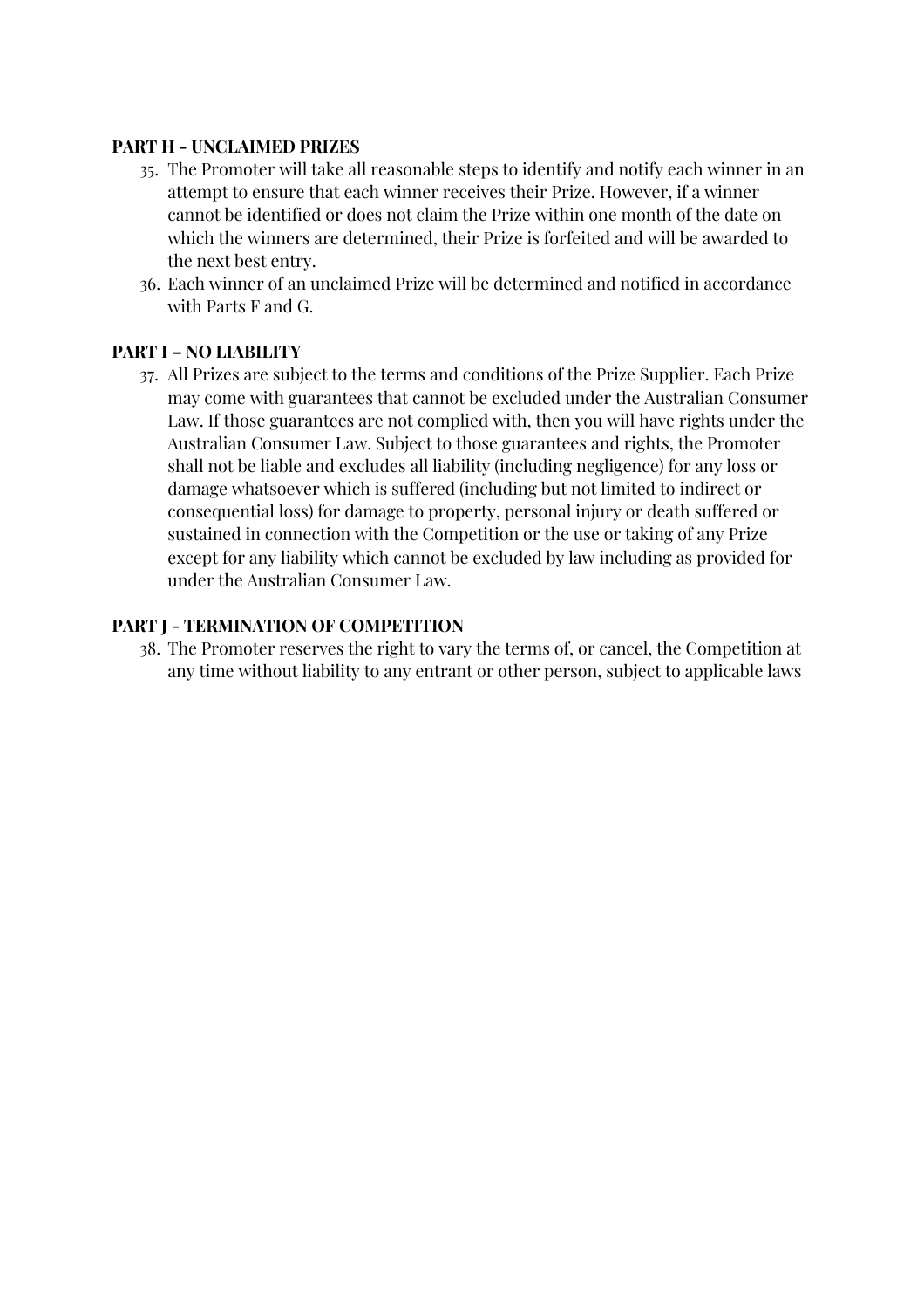**PART H - UNCLAIMED PRIZES**

35. The Promoter will take all reasonable steps to identify and notify each winner in an attempt to ensure that each winner receives their Prize. However, if a winner cannot be identified or does not claim the Prize within one month of the date on which the winners are determined, their Prize is forfeited and will be awarded to the next best entry.
36. Each winner of an unclaimed Prize will be determined and notified in accordance with Parts F and G.

**PART I – NO LIABILITY**

37. All Prizes are subject to the terms and conditions of the Prize Supplier. Each Prize may come with guarantees that cannot be excluded under the Australian Consumer Law. If those guarantees are not complied with, then you will have rights under the Australian Consumer Law. Subject to those guarantees and rights, the Promoter shall not be liable and excludes all liability (including negligence) for any loss or damage whatsoever which is suffered (including but not limited to indirect or consequential loss) for damage to property, personal injury or death suffered or sustained in connection with the Competition or the use or taking of any Prize except for any liability which cannot be excluded by law including as provided for under the Australian Consumer Law.

**PART J - TERMINATION OF COMPETITION**

38. The Promoter reserves the right to vary the terms of, or cancel, the Competition at any time without liability to any entrant or other person, subject to applicable laws